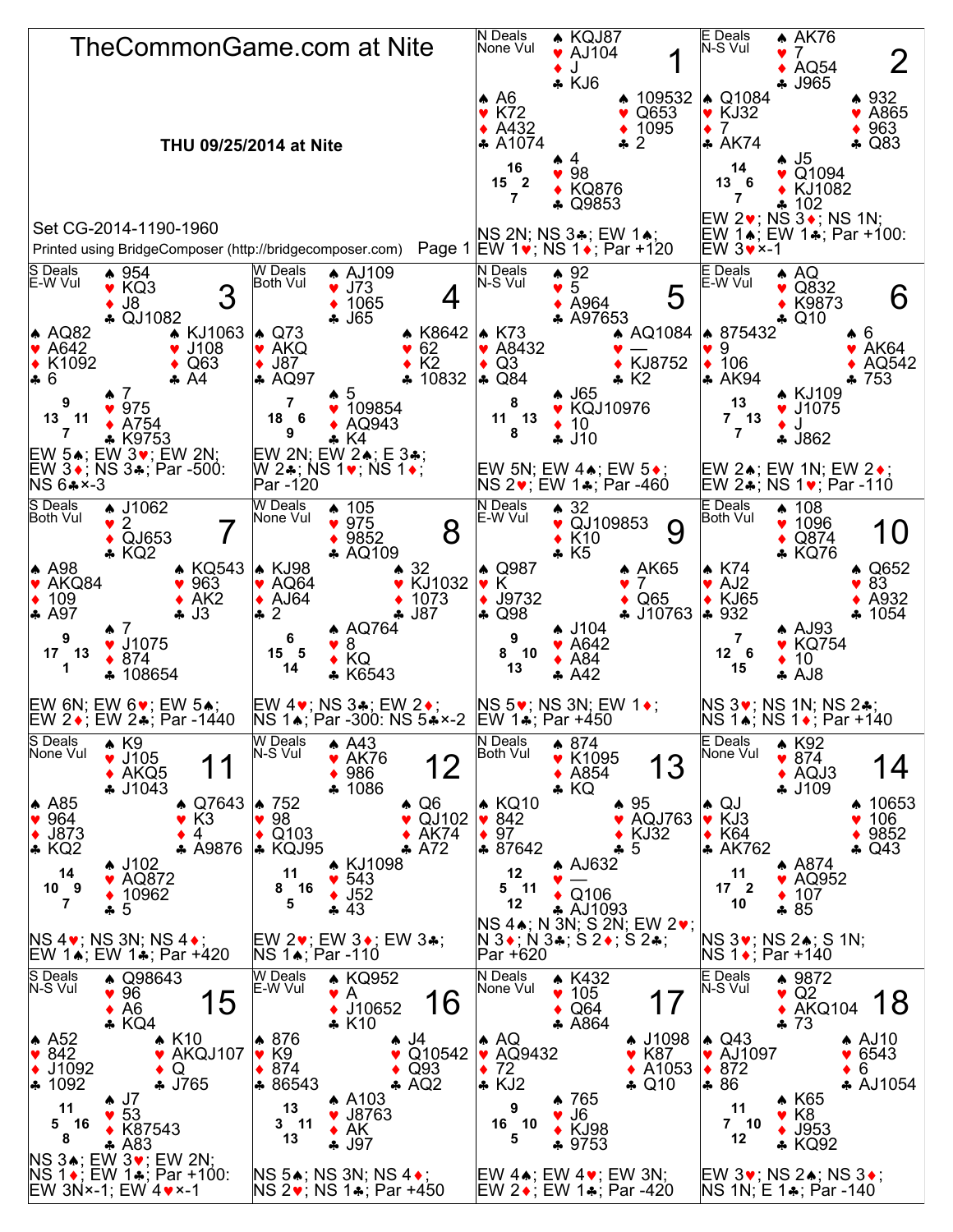# TheCommonGame.com at Nite

**THU 09/25/2014 at Nite**

Set CG-2014-1190-1960

Printed using BridgeComposer (http://bridgecomposer.com)

---

## Board 1

N Deals, None Vul

- North: ♠ KQJ87 ♥ AJ104 ♦ J ♣ KJ6
- West: ♠ A6 ♥ K72 ♦ A432 ♣ A1074
- East: ♠ 109532 ♥ Q653 ♦ 1095 ♣ 2
- South: ♠ 4 ♥ 98 ♦ KQ876 ♣ Q9853

HCP: N 16, W 15, E 2, S 7

NS 2N; NS 3♣; EW 1♠; EW 1♥; NS 1♦; Par +120

## Board 2

E Deals, N-S Vul

- North: ♠ AK76 ♥ 7 ♦ AQ54 ♣ J965
- West: ♠ Q1084 ♥ KJ32 ♦ 7 ♣ AK74
- East: ♠ 932 ♥ A865 ♦ 963 ♣ Q83
- South: ♠ J5 ♥ Q1094 ♦ KJ1082 ♣ 102

HCP: N 14, W 13, E 6, S 7

EW 2♥; NS 3♦; NS 1N; EW 1♠; EW 1♣; Par +100: EW 3♥×-1

## Board 3

S Deals, E-W Vul

- North: ♠ 954 ♥ KQ3 ♦ J8 ♣ QJ1082
- West: ♠ AQ82 ♥ A642 ♦ K1092 ♣ 6
- East: ♠ KJ1063 ♥ J108 ♦ Q63 ♣ A4
- South: ♠ 7 ♥ 975 ♦ A754 ♣ K9753

HCP: N 9, W 13, E 11, S 7

EW 5♠; EW 3♥; EW 2N; EW 3♦; NS 3♣; Par -500: NS 6♣×-3

## Board 4

W Deals, Both Vul

- North: ♠ AJ109 ♥ J73 ♦ 1065 ♣ J65
- West: ♠ Q73 ♥ AKQ ♦ J87 ♣ AQ97
- East: ♠ K8642 ♥ 62 ♦ K2 ♣ 10832
- South: ♠ 5 ♥ 109854 ♦ AQ943 ♣ K4

HCP: N 7, W 18, E 6, S 9

EW 2N; EW 2♠; E 3♣; W 2♣; NS 1♥; NS 1♦; Par -120

## Board 5

N Deals, N-S Vul

- North: ♠ 92 ♥ 5 ♦ A964 ♣ A97653
- West: ♠ K73 ♥ A8432 ♦ Q3 ♣ Q84
- East: ♠ AQ1084 ♥ — ♦ KJ8752 ♣ K2
- South: ♠ J65 ♥ KQJ10976 ♦ 10 ♣ J10

HCP: N 8, W 11, E 13, S 8

EW 5N; EW 4♠; EW 5♦; NS 2♥; EW 1♣; Par -460

## Board 6

E Deals, E-W Vul

- North: ♠ AQ ♥ Q832 ♦ K9873 ♣ Q10
- West: ♠ 875432 ♥ 9 ♦ 106 ♣ AK94
- East: ♠ 6 ♥ AK64 ♦ AQ542 ♣ 753
- South: ♠ KJ109 ♥ J1075 ♦ J ♣ J862

HCP: N 13, W 7, E 13, S 7

EW 2♠; EW 1N; EW 2♦; EW 2♣; NS 1♥; Par -110

## Board 7

S Deals, Both Vul

- North: ♠ J1062 ♥ 2 ♦ QJ653 ♣ KQ2
- West: ♠ A98 ♥ AKQ84 ♦ 109 ♣ A97
- East: ♠ KQ543 ♥ 963 ♦ AK2 ♣ J3
- South: ♠ 7 ♥ J1075 ♦ 874 ♣ 108654

HCP: N 9, W 17, E 13, S 1

EW 6N; EW 6♥; EW 5♠; EW 2♦; EW 2♣; Par -1440

## Board 8

W Deals, None Vul

- North: ♠ 105 ♥ 975 ♦ 9852 ♣ AQ109
- West: ♠ KJ98 ♥ AQ64 ♦ AJ64 ♣ 2
- East: ♠ 32 ♥ KJ1032 ♦ 1073 ♣ J87
- South: ♠ AQ764 ♥ 8 ♦ KQ ♣ K6543

HCP: N 6, W 15, E 5, S 14

EW 4♥; NS 3♣; EW 2♦; NS 1♠; Par -300: NS 5♣×-2

## Board 9

N Deals, E-W Vul

- North: ♠ 32 ♥ QJ109853 ♦ K10 ♣ K5
- West: ♠ Q987 ♥ K ♦ J9732 ♣ Q98
- East: ♠ AK65 ♥ 7 ♦ Q65 ♣ J10763
- South: ♠ J104 ♥ A642 ♦ A84 ♣ A42

HCP: N 9, W 8, E 10, S 13

NS 5♥; NS 3N; EW 1♦; EW 1♣; Par +450

## Board 10

E Deals, Both Vul

- North: ♠ 108 ♥ 1096 ♦ Q874 ♣ KQ76
- West: ♠ K74 ♥ AJ2 ♦ KJ65 ♣ 932
- East: ♠ Q652 ♥ 83 ♦ A932 ♣ 1054
- South: ♠ AJ93 ♥ KQ754 ♦ 10 ♣ AJ8

HCP: N 7, W 12, E 6, S 15

NS 3♥; NS 1N; NS 2♣; NS 1♠; NS 1♦; Par +140

## Board 11

S Deals, None Vul

- North: ♠ K9 ♥ J105 ♦ AKQ5 ♣ J1043
- West: ♠ A85 ♥ 964 ♦ J873 ♣ KQ2
- East: ♠ Q7643 ♥ K3 ♦ 4 ♣ A9876
- South: ♠ J102 ♥ AQ872 ♦ 10962 ♣ 5

HCP: N 14, W 10, E 9, S 7

NS 4♥; NS 3N; NS 4♦; EW 1♠; EW 1♣; Par +420

## Board 12

W Deals, N-S Vul

- North: ♠ A43 ♥ AK76 ♦ 986 ♣ 1086
- West: ♠ 752 ♥ 98 ♦ Q103 ♣ KQJ95
- East: ♠ Q6 ♥ QJ102 ♦ AK74 ♣ A72
- South: ♠ KJ1098 ♥ 543 ♦ J52 ♣ 43

HCP: N 11, W 8, E 16, S 5

EW 2♥; EW 3♦; EW 3♣; NS 1♠; Par -110

## Board 13

N Deals, Both Vul

- North: ♠ 874 ♥ K1095 ♦ A854 ♣ KQ
- West: ♠ KQ10 ♥ 842 ♦ 97 ♣ 87642
- East: ♠ 95 ♥ AQJ763 ♦ KJ32 ♣ 5
- South: ♠ AJ632 ♥ — ♦ Q106 ♣ AJ1093

HCP: N 12, W 5, E 11, S 12

NS 4♠; N 3N; S 2N; EW 2♥; N 3♦; N 3♣; S 2♦; S 2♣; Par +620

## Board 14

E Deals, None Vul

- North: ♠ K92 ♥ 874 ♦ AQJ3 ♣ J109
- West: ♠ QJ ♥ KJ3 ♦ K64 ♣ AK762
- East: ♠ 10653 ♥ 106 ♦ 9852 ♣ Q43
- South: ♠ A874 ♥ AQ952 ♦ 107 ♣ 85

HCP: N 11, W 17, E 2, S 10

NS 3♥; NS 2♠; S 1N; NS 1♦; Par +140

## Board 15

S Deals, N-S Vul

- North: ♠ Q98643 ♥ 96 ♦ A6 ♣ KQ4
- West: ♠ A52 ♥ 842 ♦ J1092 ♣ 1092
- East: ♠ K10 ♥ AKQJ107 ♦ Q ♣ J765
- South: ♠ J7 ♥ 53 ♦ K87543 ♣ A83

HCP: N 11, W 5, E 16, S 8

NS 3♠; EW 3♥; EW 2N; NS 1♦; EW 1♣; Par +100: EW 3N×-1; EW 4♥×-1

## Board 16

W Deals, E-W Vul

- North: ♠ KQ952 ♥ A ♦ J10652 ♣ K10
- West: ♠ 876 ♥ K9 ♦ 874 ♣ 86543
- East: ♠ J4 ♥ Q10542 ♦ Q93 ♣ AQ2
- South: ♠ A103 ♥ J8763 ♦ AK ♣ J97

HCP: N 13, W 3, E 11, S 13

NS 5♠; NS 3N; NS 4♦; NS 2♥; NS 1♣; Par +450

## Board 17

N Deals, None Vul

- North: ♠ K432 ♥ 105 ♦ Q64 ♣ A864
- West: ♠ AQ ♥ AQ9432 ♦ 72 ♣ KJ2
- East: ♠ J1098 ♥ K87 ♦ A1053 ♣ Q10
- South: ♠ 765 ♥ J6 ♦ KJ98 ♣ 9753

HCP: N 9, W 16, E 10, S 5

EW 4♠; EW 4♥; EW 3N; EW 2♦; EW 1♣; Par -420

## Board 18

E Deals, N-S Vul

- North: ♠ 9872 ♥ Q2 ♦ AKQ104 ♣ 73
- West: ♠ Q43 ♥ AJ1097 ♦ 872 ♣ 86
- East: ♠ AJ10 ♥ 6543 ♦ 6 ♣ AJ1054
- South: ♠ K65 ♥ K8 ♦ J953 ♣ KQ92

HCP: N 11, W 7, E 10, S 12

EW 3♥; NS 2♠; NS 3♦; NS 1N; E 1♣; Par -140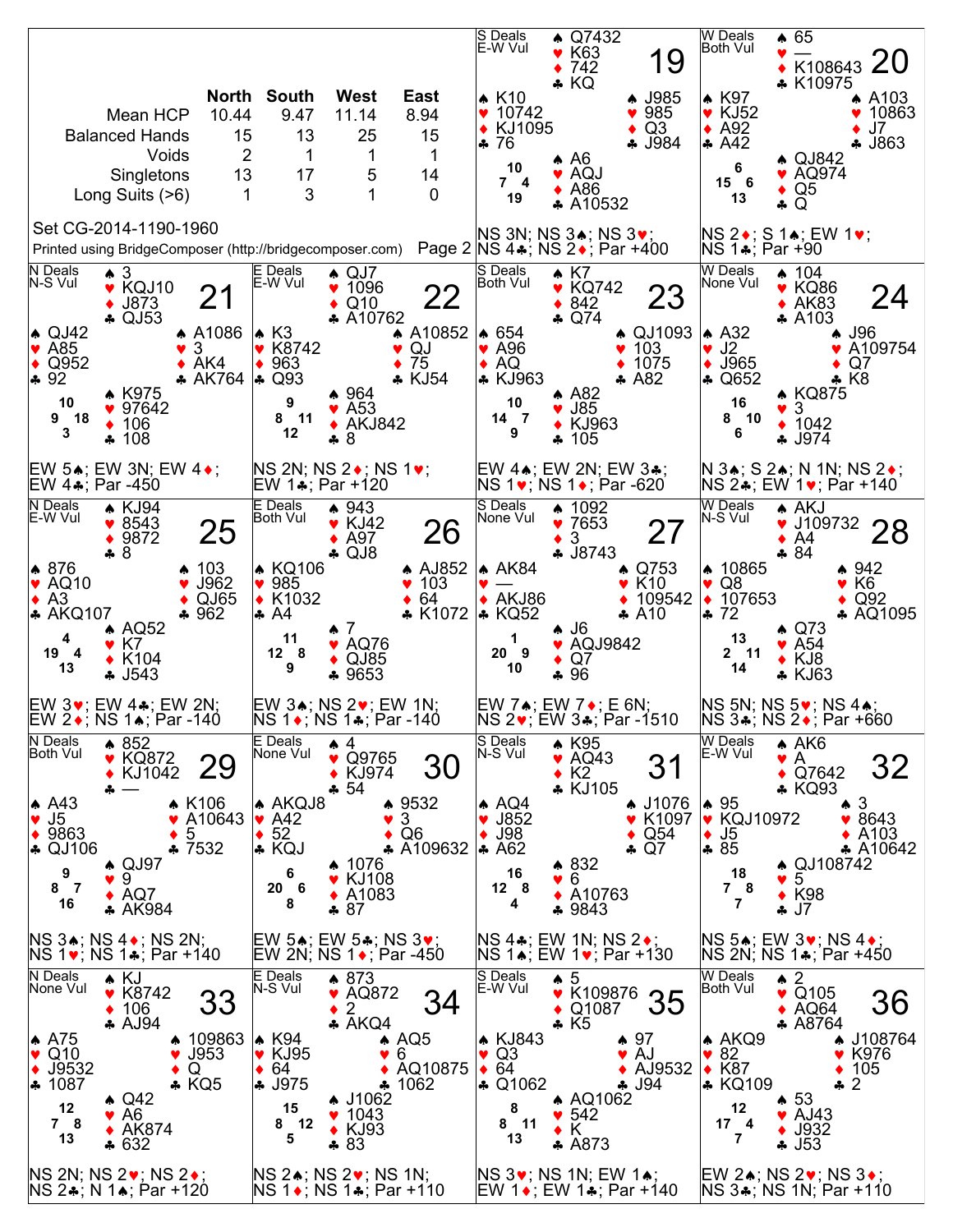| | North | South | West | East |
|---|---|---|---|---|
| Mean HCP | 10.44 | 9.47 | 11.14 | 8.94 |
| Balanced Hands | 15 | 13 | 25 | 15 |
| Voids | 2 | 1 | 1 | 1 |
| Singletons | 13 | 17 | 5 | 14 |
| Long Suits (>6) | 1 | 3 | 1 | 0 |

Set CG-2014-1190-1960

Printed using BridgeComposer (http://bridgecomposer.com)

## Board 19
S Deals, E-W Vul

North: ♠ Q7432 ♥ K63 ♦ 742 ♣ KQ

West: ♠ K10 ♥ 10742 ♦ KJ1095 ♣ 76

East: ♠ J985 ♥ 985 ♦ Q3 ♣ J984

South: ♠ A6 ♥ AQJ ♦ A86 ♣ A10532

HCP: N 10, W 7, E 4, S 19

NS 3N; NS 3♠; NS 3♥; NS 4♣; NS 2♦; Par +400

## Board 20
W Deals, Both Vul

North: ♠ 65 ♥ — ♦ K108643 ♣ K10975

West: ♠ K97 ♥ KJ52 ♦ A92 ♣ A42

East: ♠ A103 ♥ 10863 ♦ J7 ♣ J863

South: ♠ QJ842 ♥ AQ974 ♦ Q5 ♣ Q

HCP: N 6, W 15, E 6, S 13

NS 2♦; S 1♠; EW 1♥; NS 1♣; Par +90

## Board 21
N Deals, N-S Vul

North: ♠ 3 ♥ KQJ10 ♦ J873 ♣ QJ53

West: ♠ QJ42 ♥ A85 ♦ Q952 ♣ 92

East: ♠ A1086 ♥ 3 ♦ AK4 ♣ AK764

South: ♠ K975 ♥ 97642 ♦ 106 ♣ 108

HCP: N 10, W 9, E 18, S 3

EW 5♠; EW 3N; EW 4♦; EW 4♣; Par -450

## Board 22
E Deals, E-W Vul

North: ♠ QJ7 ♥ 1096 ♦ Q10 ♣ A10762

West: ♠ K3 ♥ K8742 ♦ 963 ♣ Q93

East: ♠ A10852 ♥ QJ ♦ 75 ♣ KJ54

South: ♠ 964 ♥ A53 ♦ AKJ842 ♣ 8

HCP: N 9, W 8, E 11, S 12

NS 2N; NS 2♦; NS 1♥; EW 1♣; Par +120

## Board 23
S Deals, Both Vul

North: ♠ K7 ♥ KQ742 ♦ 842 ♣ Q74

West: ♠ 654 ♥ A96 ♦ AQ ♣ KJ963

East: ♠ QJ1093 ♥ 103 ♦ 1075 ♣ A82

South: ♠ A82 ♥ J85 ♦ KJ963 ♣ 105

HCP: N 10, W 14, E 7, S 9

EW 4♠; EW 2N; EW 3♣; NS 1♥; NS 1♦; Par -620

## Board 24
W Deals, None Vul

North: ♠ 104 ♥ KQ86 ♦ AK83 ♣ A103

West: ♠ A32 ♥ J2 ♦ J965 ♣ Q652

East: ♠ J96 ♥ A109754 ♦ Q7 ♣ K8

South: ♠ KQ875 ♥ 3 ♦ 1042 ♣ J974

HCP: N 16, W 8, E 10, S 6

N 3♠; S 2♠; N 1N; NS 2♦; NS 2♣; EW 1♥; Par +140

## Board 25
N Deals, E-W Vul

North: ♠ KJ94 ♥ 8543 ♦ 9872 ♣ 8

West: ♠ 876 ♥ AQ10 ♦ A3 ♣ AKQ107

East: ♠ 103 ♥ J962 ♦ QJ65 ♣ 962

South: ♠ AQ52 ♥ K7 ♦ K104 ♣ J543

HCP: N 4, W 19, E 4, S 13

EW 3♥; EW 4♣; EW 2N; EW 2♦; NS 1♠; Par -140

## Board 26
E Deals, Both Vul

North: ♠ 943 ♥ KJ42 ♦ A97 ♣ QJ8

West: ♠ KQ106 ♥ 985 ♦ K1032 ♣ A4

East: ♠ AJ852 ♥ 103 ♦ 64 ♣ K1072

South: ♠ 7 ♥ AQ76 ♦ QJ85 ♣ 9653

HCP: N 11, W 12, E 8, S 9

EW 3♠; NS 2♥; EW 1N; NS 1♦; NS 1♣; Par -140

## Board 27
S Deals, None Vul

North: ♠ 1092 ♥ 7653 ♦ 3 ♣ J8743

West: ♠ AK84 ♥ — ♦ AKJ86 ♣ KQ52

East: ♠ Q753 ♥ K10 ♦ 109542 ♣ A10

South: ♠ J6 ♥ AQJ9842 ♦ Q7 ♣ 96

HCP: N 1, W 20, E 9, S 10

EW 7♠; EW 7♦; E 6N; NS 2♥; EW 3♣; Par -1510

## Board 28
W Deals, N-S Vul

North: ♠ AKJ ♥ J109732 ♦ A4 ♣ 84

West: ♠ 10865 ♥ Q8 ♦ 107653 ♣ 72

East: ♠ 942 ♥ K6 ♦ Q92 ♣ AQ1095

South: ♠ Q73 ♥ A54 ♦ KJ8 ♣ KJ63

HCP: N 13, W 2, E 11, S 14

NS 5N; NS 5♥; NS 4♠; NS 3♣; NS 2♦; Par +660

## Board 29
N Deals, Both Vul

North: ♠ 852 ♥ KQ872 ♦ KJ1042 ♣ —

West: ♠ A43 ♥ J5 ♦ 9863 ♣ QJ106

East: ♠ K106 ♥ A10643 ♦ 5 ♣ 7532

South: ♠ QJ97 ♥ 9 ♦ AQ7 ♣ AK984

HCP: N 9, W 8, E 7, S 16

NS 3♠; NS 4♦; NS 2N; NS 1♥; NS 1♣; Par +140

## Board 30
E Deals, None Vul

North: ♠ 4 ♥ Q9765 ♦ KJ974 ♣ 54

West: ♠ AKQJ8 ♥ A42 ♦ 52 ♣ KQJ

East: ♠ 9532 ♥ 3 ♦ Q6 ♣ A109632

South: ♠ 1076 ♥ KJ108 ♦ A1083 ♣ 87

HCP: N 6, W 20, E 6, S 8

EW 5♠; EW 5♣; NS 3♥; EW 2N; NS 1♦; Par -450

## Board 31
S Deals, N-S Vul

North: ♠ K95 ♥ AQ43 ♦ K2 ♣ KJ105

West: ♠ AQ4 ♥ J852 ♦ J98 ♣ A62

East: ♠ J1076 ♥ K1097 ♦ Q54 ♣ Q7

South: ♠ 832 ♥ 6 ♦ A10763 ♣ 9843

HCP: N 16, W 12, E 8, S 4

NS 4♣; EW 1N; NS 2♦; NS 1♠; EW 1♥; Par +130

## Board 32
W Deals, E-W Vul

North: ♠ AK6 ♥ A ♦ Q7642 ♣ KQ93

West: ♠ 95 ♥ KQJ10972 ♦ J5 ♣ 85

East: ♠ 3 ♥ 8643 ♦ A103 ♣ A10642

South: ♠ QJ108742 ♥ 5 ♦ K98 ♣ J7

HCP: N 18, W 7, E 8, S 7

NS 5♠; EW 3♥; NS 4♦; NS 2N; NS 1♣; Par +450

## Board 33
N Deals, None Vul

North: ♠ KJ ♥ K8742 ♦ 106 ♣ AJ94

West: ♠ A75 ♥ Q10 ♦ J9532 ♣ 1087

East: ♠ 109863 ♥ J953 ♦ Q ♣ KQ5

South: ♠ Q42 ♥ A6 ♦ AK874 ♣ 632

HCP: N 12, W 7, E 8, S 13

NS 2N; NS 2♥; NS 2♦; NS 2♣; N 1♠; Par +120

## Board 34
E Deals, N-S Vul

North: ♠ 873 ♥ AQ872 ♦ 2 ♣ AKQ4

West: ♠ K94 ♥ KJ95 ♦ 64 ♣ J975

East: ♠ AQ5 ♥ 6 ♦ AQ10875 ♣ 1062

South: ♠ J1062 ♥ 1043 ♦ KJ93 ♣ 83

HCP: N 15, W 8, E 12, S 5

NS 2♠; NS 2♥; NS 1N; NS 1♦; NS 1♣; Par +110

## Board 35
S Deals, E-W Vul

North: ♠ 5 ♥ K109876 ♦ Q1087 ♣ K5

West: ♠ KJ843 ♥ Q3 ♦ 64 ♣ Q1062

East: ♠ 97 ♥ AJ ♦ AJ9532 ♣ J94

South: ♠ AQ1062 ♥ 542 ♦ K ♣ A873

HCP: N 8, W 8, E 11, S 13

NS 3♥; NS 1N; EW 1♠; EW 1♦; EW 1♣; Par +140

## Board 36
W Deals, Both Vul

North: ♠ 2 ♥ Q105 ♦ AQ64 ♣ A8764

West: ♠ AKQ9 ♥ 82 ♦ K87 ♣ KQ109

East: ♠ J108764 ♥ K976 ♦ 105 ♣ 2

South: ♠ 53 ♥ AJ43 ♦ J932 ♣ J53

HCP: N 12, W 17, E 4, S 7

EW 2♠; NS 2♥; NS 3♦; NS 3♣; NS 1N; Par +110